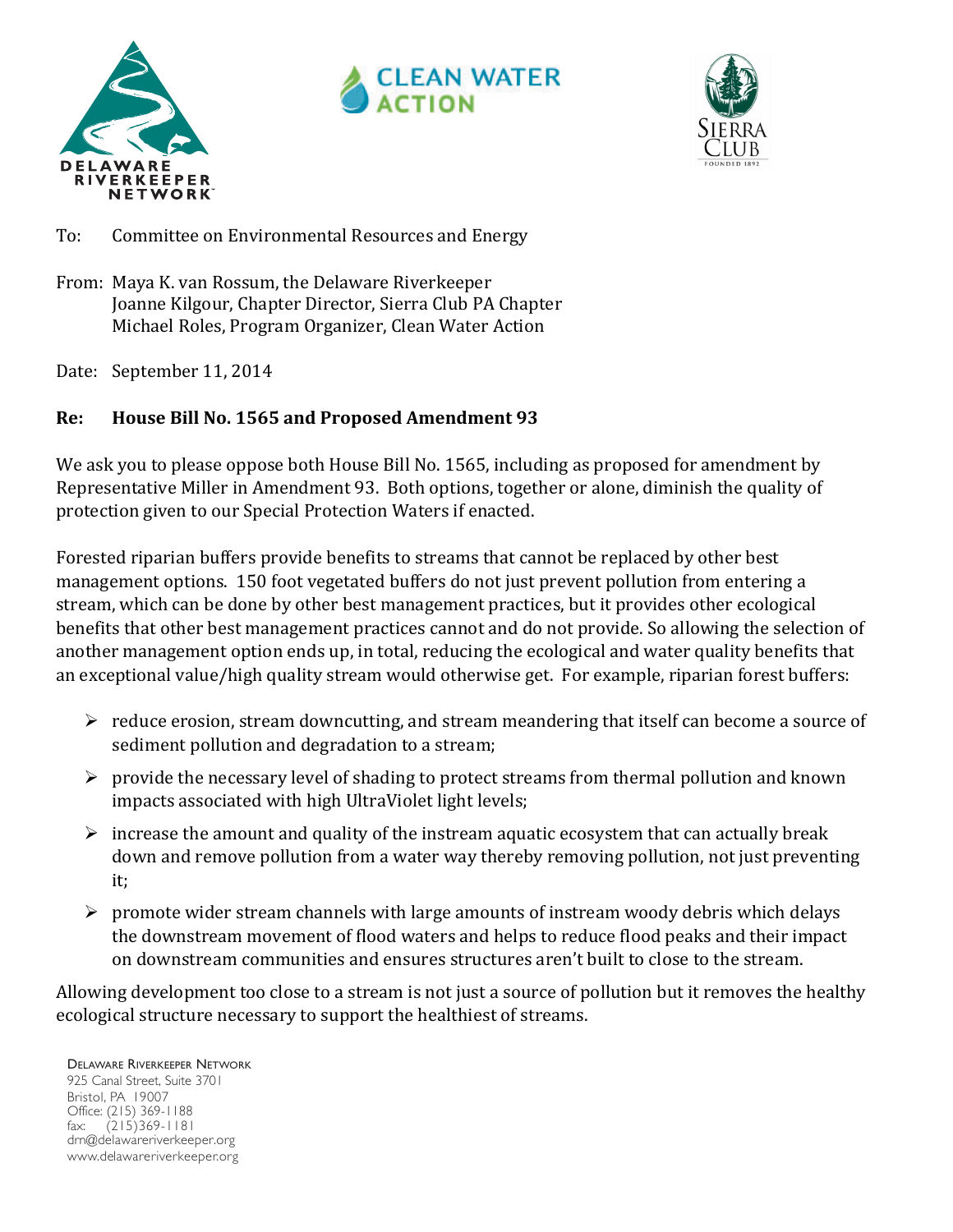DELAWARE RIVERKEEPER NETWORK

CLEAN WATER ACTION

SIERRA CLUB
FOUNDED 1892

To: Committee on Environmental Resources and Energy

From: Maya K. van Rossum, the Delaware Riverkeeper
Joanne Kilgour, Chapter Director, Sierra Club PA Chapter
Michael Roles, Program Organizer, Clean Water Action

Date: September 11, 2014

**Re: House Bill No. 1565 and Proposed Amendment 93**

We ask you to please oppose both House Bill No. 1565, including as proposed for amendment by Representative Miller in Amendment 93. Both options, together or alone, diminish the quality of protection given to our Special Protection Waters if enacted.

Forested riparian buffers provide benefits to streams that cannot be replaced by other best management options. 150 foot vegetated buffers do not just prevent pollution from entering a stream, which can be done by other best management practices, but it provides other ecological benefits that other best management practices cannot and do not provide. So allowing the selection of another management option ends up, in total, reducing the ecological and water quality benefits that an exceptional value/high quality stream would otherwise get. For example, riparian forest buffers:

- reduce erosion, stream downcutting, and stream meandering that itself can become a source of sediment pollution and degradation to a stream;
- provide the necessary level of shading to protect streams from thermal pollution and known impacts associated with high UltraViolet light levels;
- increase the amount and quality of the instream aquatic ecosystem that can actually break down and remove pollution from a water way thereby removing pollution, not just preventing it;
- promote wider stream channels with large amounts of instream woody debris which delays the downstream movement of flood waters and helps to reduce flood peaks and their impact on downstream communities and ensures structures aren't built to close to the stream.

Allowing development too close to a stream is not just a source of pollution but it removes the healthy ecological structure necessary to support the healthiest of streams.

DELAWARE RIVERKEEPER NETWORK
925 Canal Street, Suite 3701
Bristol, PA 19007
Office: (215) 369-1188
fax: (215)369-1181
drn@delawareriverkeeper.org
www.delawareriverkeeper.org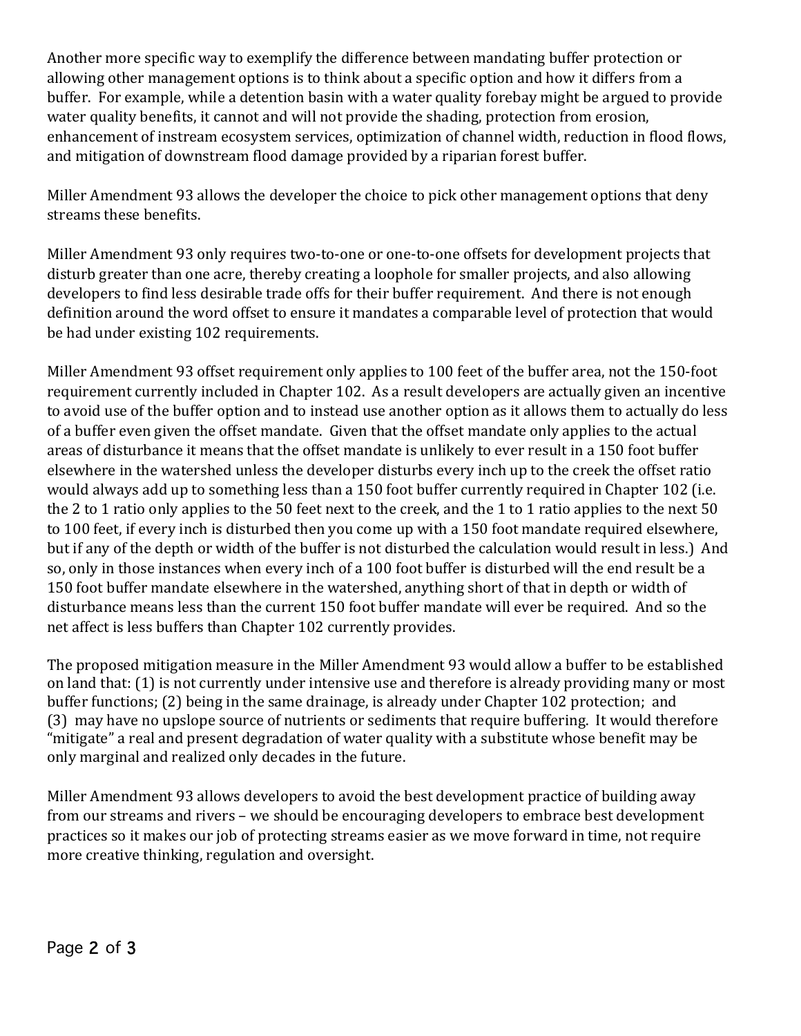Another more specific way to exemplify the difference between mandating buffer protection or allowing other management options is to think about a specific option and how it differs from a buffer. For example, while a detention basin with a water quality forebay might be argued to provide water quality benefits, it cannot and will not provide the shading, protection from erosion, enhancement of instream ecosystem services, optimization of channel width, reduction in flood flows, and mitigation of downstream flood damage provided by a riparian forest buffer.

Miller Amendment 93 allows the developer the choice to pick other management options that deny streams these benefits.

Miller Amendment 93 only requires two-to-one or one-to-one offsets for development projects that disturb greater than one acre, thereby creating a loophole for smaller projects, and also allowing developers to find less desirable trade offs for their buffer requirement. And there is not enough definition around the word offset to ensure it mandates a comparable level of protection that would be had under existing 102 requirements.

Miller Amendment 93 offset requirement only applies to 100 feet of the buffer area, not the 150-foot requirement currently included in Chapter 102. As a result developers are actually given an incentive to avoid use of the buffer option and to instead use another option as it allows them to actually do less of a buffer even given the offset mandate. Given that the offset mandate only applies to the actual areas of disturbance it means that the offset mandate is unlikely to ever result in a 150 foot buffer elsewhere in the watershed unless the developer disturbs every inch up to the creek the offset ratio would always add up to something less than a 150 foot buffer currently required in Chapter 102 (i.e. the 2 to 1 ratio only applies to the 50 feet next to the creek, and the 1 to 1 ratio applies to the next 50 to 100 feet, if every inch is disturbed then you come up with a 150 foot mandate required elsewhere, but if any of the depth or width of the buffer is not disturbed the calculation would result in less.) And so, only in those instances when every inch of a 100 foot buffer is disturbed will the end result be a 150 foot buffer mandate elsewhere in the watershed, anything short of that in depth or width of disturbance means less than the current 150 foot buffer mandate will ever be required. And so the net affect is less buffers than Chapter 102 currently provides.

The proposed mitigation measure in the Miller Amendment 93 would allow a buffer to be established on land that: (1) is not currently under intensive use and therefore is already providing many or most buffer functions; (2) being in the same drainage, is already under Chapter 102 protection; and (3) may have no upslope source of nutrients or sediments that require buffering. It would therefore "mitigate" a real and present degradation of water quality with a substitute whose benefit may be only marginal and realized only decades in the future.

Miller Amendment 93 allows developers to avoid the best development practice of building away from our streams and rivers – we should be encouraging developers to embrace best development practices so it makes our job of protecting streams easier as we move forward in time, not require more creative thinking, regulation and oversight.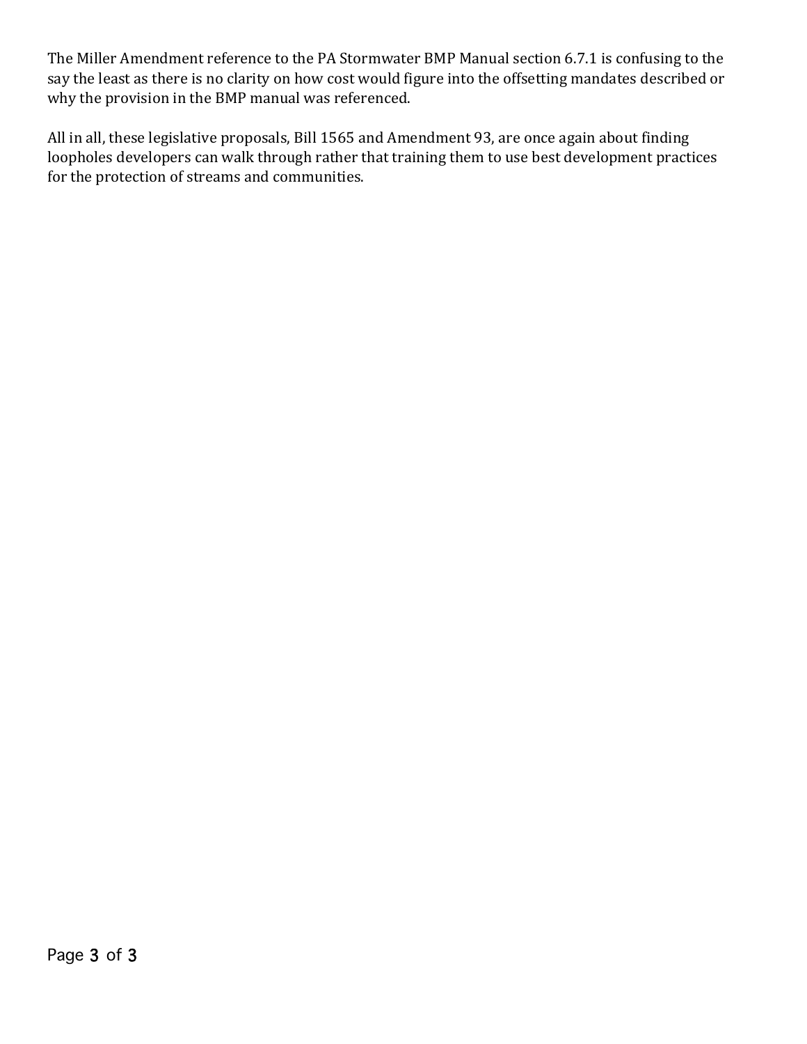The Miller Amendment reference to the PA Stormwater BMP Manual section 6.7.1 is confusing to the say the least as there is no clarity on how cost would figure into the offsetting mandates described or why the provision in the BMP manual was referenced.

All in all, these legislative proposals, Bill 1565 and Amendment 93, are once again about finding loopholes developers can walk through rather that training them to use best development practices for the protection of streams and communities.